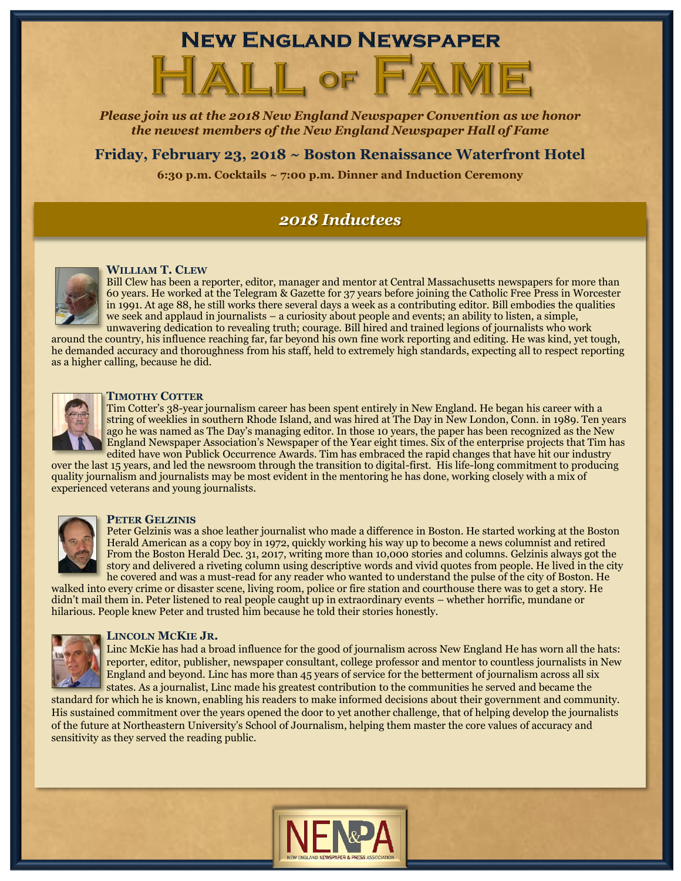# New England Newspaper Hall of Fame

***Please join us at the 2018 New England Newspaper Convention as we honor the newest members of the New England Newspaper Hall of Fame***

## Friday, February 23, 2018 ~ Boston Renaissance Waterfront Hotel

**6:30 p.m. Cocktails ~ 7:00 p.m. Dinner and Induction Ceremony**

## *2018 Inductees*

### William T. Clew

Bill Clew has been a reporter, editor, manager and mentor at Central Massachusetts newspapers for more than 60 years. He worked at the Telegram & Gazette for 37 years before joining the Catholic Free Press in Worcester in 1991. At age 88, he still works there several days a week as a contributing editor. Bill embodies the qualities we seek and applaud in journalists – a curiosity about people and events; an ability to listen, a simple, unwavering dedication to revealing truth; courage. Bill hired and trained legions of journalists who work around the country, his influence reaching far, far beyond his own fine work reporting and editing. He was kind, yet tough, he demanded accuracy and thoroughness from his staff, held to extremely high standards, expecting all to respect reporting as a higher calling, because he did.

### Timothy Cotter

Tim Cotter's 38-year journalism career has been spent entirely in New England. He began his career with a string of weeklies in southern Rhode Island, and was hired at The Day in New London, Conn. in 1989. Ten years ago he was named as The Day's managing editor. In those 10 years, the paper has been recognized as the New England Newspaper Association's Newspaper of the Year eight times. Six of the enterprise projects that Tim has edited have won Publick Occurrence Awards. Tim has embraced the rapid changes that have hit our industry over the last 15 years, and led the newsroom through the transition to digital-first. His life-long commitment to producing quality journalism and journalists may be most evident in the mentoring he has done, working closely with a mix of experienced veterans and young journalists.

### Peter Gelzinis

Peter Gelzinis was a shoe leather journalist who made a difference in Boston. He started working at the Boston Herald American as a copy boy in 1972, quickly working his way up to become a news columnist and retired From the Boston Herald Dec. 31, 2017, writing more than 10,000 stories and columns. Gelzinis always got the story and delivered a riveting column using descriptive words and vivid quotes from people. He lived in the city he covered and was a must-read for any reader who wanted to understand the pulse of the city of Boston. He walked into every crime or disaster scene, living room, police or fire station and courthouse there was to get a story. He didn't mail them in. Peter listened to real people caught up in extraordinary events – whether horrific, mundane or hilarious. People knew Peter and trusted him because he told their stories honestly.

### Lincoln McKie Jr.

Linc McKie has had a broad influence for the good of journalism across New England He has worn all the hats: reporter, editor, publisher, newspaper consultant, college professor and mentor to countless journalists in New England and beyond. Linc has more than 45 years of service for the betterment of journalism across all six states. As a journalist, Linc made his greatest contribution to the communities he served and became the standard for which he is known, enabling his readers to make informed decisions about their government and community. His sustained commitment over the years opened the door to yet another challenge, that of helping develop the journalists of the future at Northeastern University's School of Journalism, helping them master the core values of accuracy and sensitivity as they served the reading public.

NENPA
NEW ENGLAND NEWSPAPER & PRESS ASSOCIATION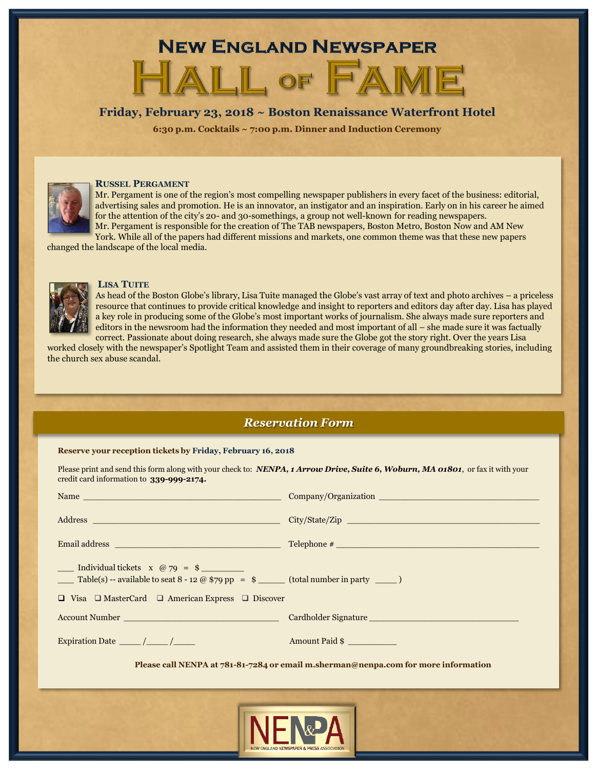# New England Newspaper

# Hall of Fame

## Friday, February 23, 2018 ~ Boston Renaissance Waterfront Hotel

**6:30 p.m. Cocktails ~ 7:00 p.m. Dinner and Induction Ceremony**

### Russel Pergament

Mr. Pergament is one of the region's most compelling newspaper publishers in every facet of the business: editorial, advertising sales and promotion. He is an innovator, an instigator and an inspiration. Early on in his career he aimed for the attention of the city's 20- and 30-somethings, a group not well-known for reading newspapers.

Mr. Pergament is responsible for the creation of The TAB newspapers, Boston Metro, Boston Now and AM New York. While all of the papers had different missions and markets, one common theme was that these new papers changed the landscape of the local media.

### Lisa Tuite

As head of the Boston Globe's library, Lisa Tuite managed the Globe's vast array of text and photo archives – a priceless resource that continues to provide critical knowledge and insight to reporters and editors day after day. Lisa has played a key role in producing some of the Globe's most important works of journalism. She always made sure reporters and editors in the newsroom had the information they needed and most important of all – she made sure it was factually correct. Passionate about doing research, she always made sure the Globe got the story right. Over the years Lisa worked closely with the newspaper's Spotlight Team and assisted them in their coverage of many groundbreaking stories, including the church sex abuse scandal.

## *Reservation Form*

**Reserve your reception tickets by Friday, February 16, 2018**

Please print and send this form along with your check to: ***NENPA, 1 Arrow Drive, Suite 6, Woburn, MA 01801***, or fax it with your credit card information to **339-999-2174.**

Name ______________________________ Company/Organization ______________________________

Address ______________________________ City/State/Zip ______________________________

Email address ______________________________ Telephone # ______________________________

____ Individual tickets x @ 79 = $ ________

____ Table(s) -- available to seat 8 - 12 @ $79 pp = $ ______ (total number in party ____ )

❑ Visa ❑ MasterCard ❑ American Express ❑ Discover

Account Number ______________________________ Cardholder Signature ______________________________

Expiration Date ____ /____ /____ Amount Paid $ __________

**Please call NENPA at 781-81-7284 or email m.sherman@nenpa.com for more information**

NENPA
NEW ENGLAND NEWSPAPER & PRESS ASSOCIATION